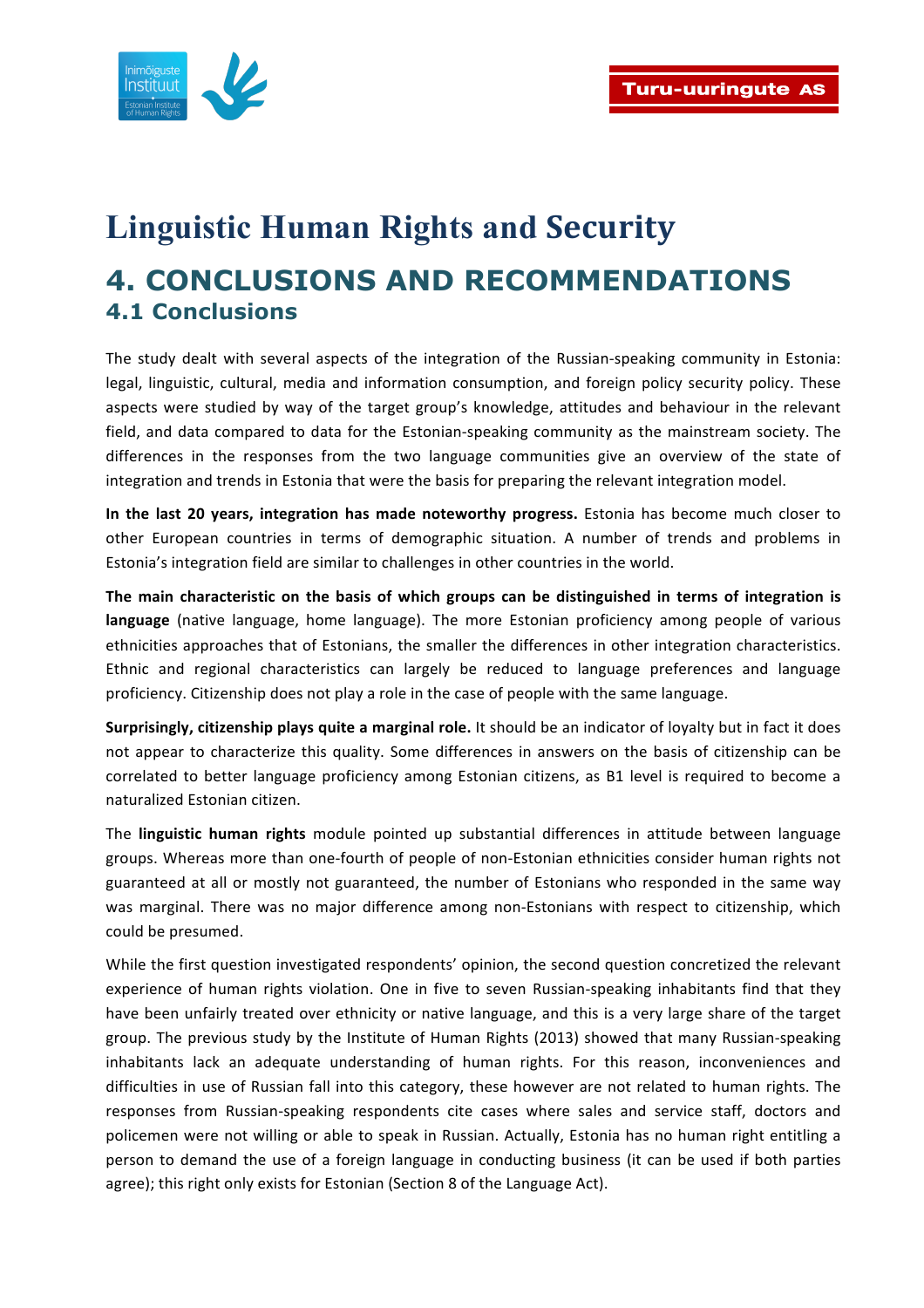# Linguistic Human Rights and Security

## 4. CONCLUSIONS AND RECOMMENDATIONS

### 4.1 Conclusions

The study dealt with several aspects of the integration of the Russian-speaking community in Estonia: legal, linguistic, cultural, media and information consumption, and foreign policy security policy. These aspects were studied by way of the target group's knowledge, attitudes and behaviour in the relevant field, and data compared to data for the Estonian-speaking community as the mainstream society. The differences in the responses from the two language communities give an overview of the state of integration and trends in Estonia that were the basis for preparing the relevant integration model.

**In the last 20 years, integration has made noteworthy progress.** Estonia has become much closer to other European countries in terms of demographic situation. A number of trends and problems in Estonia's integration field are similar to challenges in other countries in the world.

**The main characteristic on the basis of which groups can be distinguished in terms of integration is language** (native language, home language). The more Estonian proficiency among people of various ethnicities approaches that of Estonians, the smaller the differences in other integration characteristics. Ethnic and regional characteristics can largely be reduced to language preferences and language proficiency. Citizenship does not play a role in the case of people with the same language.

**Surprisingly, citizenship plays quite a marginal role.** It should be an indicator of loyalty but in fact it does not appear to characterize this quality. Some differences in answers on the basis of citizenship can be correlated to better language proficiency among Estonian citizens, as B1 level is required to become a naturalized Estonian citizen.

The **linguistic human rights** module pointed up substantial differences in attitude between language groups. Whereas more than one-fourth of people of non-Estonian ethnicities consider human rights not guaranteed at all or mostly not guaranteed, the number of Estonians who responded in the same way was marginal. There was no major difference among non-Estonians with respect to citizenship, which could be presumed.

While the first question investigated respondents' opinion, the second question concretized the relevant experience of human rights violation. One in five to seven Russian-speaking inhabitants find that they have been unfairly treated over ethnicity or native language, and this is a very large share of the target group. The previous study by the Institute of Human Rights (2013) showed that many Russian-speaking inhabitants lack an adequate understanding of human rights. For this reason, inconveniences and difficulties in use of Russian fall into this category, these however are not related to human rights. The responses from Russian-speaking respondents cite cases where sales and service staff, doctors and policemen were not willing or able to speak in Russian. Actually, Estonia has no human right entitling a person to demand the use of a foreign language in conducting business (it can be used if both parties agree); this right only exists for Estonian (Section 8 of the Language Act).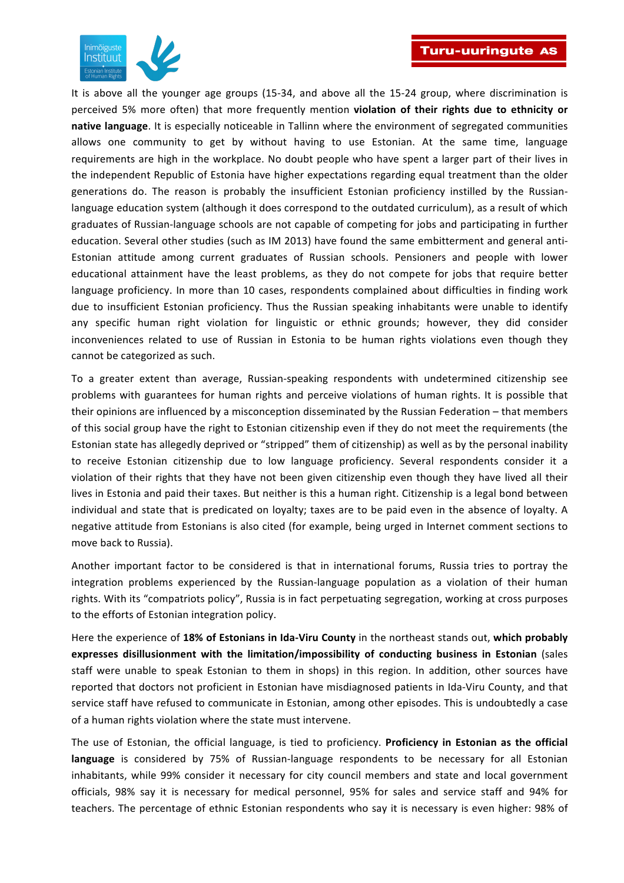It is above all the younger age groups (15-34, and above all the 15-24 group, where discrimination is perceived 5% more often) that more frequently mention **violation of their rights due to ethnicity or native language**. It is especially noticeable in Tallinn where the environment of segregated communities allows one community to get by without having to use Estonian. At the same time, language requirements are high in the workplace. No doubt people who have spent a larger part of their lives in the independent Republic of Estonia have higher expectations regarding equal treatment than the older generations do. The reason is probably the insufficient Estonian proficiency instilled by the Russian-language education system (although it does correspond to the outdated curriculum), as a result of which graduates of Russian-language schools are not capable of competing for jobs and participating in further education. Several other studies (such as IM 2013) have found the same embitterment and general anti-Estonian attitude among current graduates of Russian schools. Pensioners and people with lower educational attainment have the least problems, as they do not compete for jobs that require better language proficiency. In more than 10 cases, respondents complained about difficulties in finding work due to insufficient Estonian proficiency. Thus the Russian speaking inhabitants were unable to identify any specific human right violation for linguistic or ethnic grounds; however, they did consider inconveniences related to use of Russian in Estonia to be human rights violations even though they cannot be categorized as such.

To a greater extent than average, Russian-speaking respondents with undetermined citizenship see problems with guarantees for human rights and perceive violations of human rights. It is possible that their opinions are influenced by a misconception disseminated by the Russian Federation – that members of this social group have the right to Estonian citizenship even if they do not meet the requirements (the Estonian state has allegedly deprived or "stripped" them of citizenship) as well as by the personal inability to receive Estonian citizenship due to low language proficiency. Several respondents consider it a violation of their rights that they have not been given citizenship even though they have lived all their lives in Estonia and paid their taxes. But neither is this a human right. Citizenship is a legal bond between individual and state that is predicated on loyalty; taxes are to be paid even in the absence of loyalty. A negative attitude from Estonians is also cited (for example, being urged in Internet comment sections to move back to Russia).

Another important factor to be considered is that in international forums, Russia tries to portray the integration problems experienced by the Russian-language population as a violation of their human rights. With its "compatriots policy", Russia is in fact perpetuating segregation, working at cross purposes to the efforts of Estonian integration policy.

Here the experience of **18% of Estonians in Ida-Viru County** in the northeast stands out, **which probably expresses disillusionment with the limitation/impossibility of conducting business in Estonian** (sales staff were unable to speak Estonian to them in shops) in this region. In addition, other sources have reported that doctors not proficient in Estonian have misdiagnosed patients in Ida-Viru County, and that service staff have refused to communicate in Estonian, among other episodes. This is undoubtedly a case of a human rights violation where the state must intervene.

The use of Estonian, the official language, is tied to proficiency. **Proficiency in Estonian as the official language** is considered by 75% of Russian-language respondents to be necessary for all Estonian inhabitants, while 99% consider it necessary for city council members and state and local government officials, 98% say it is necessary for medical personnel, 95% for sales and service staff and 94% for teachers. The percentage of ethnic Estonian respondents who say it is necessary is even higher: 98% of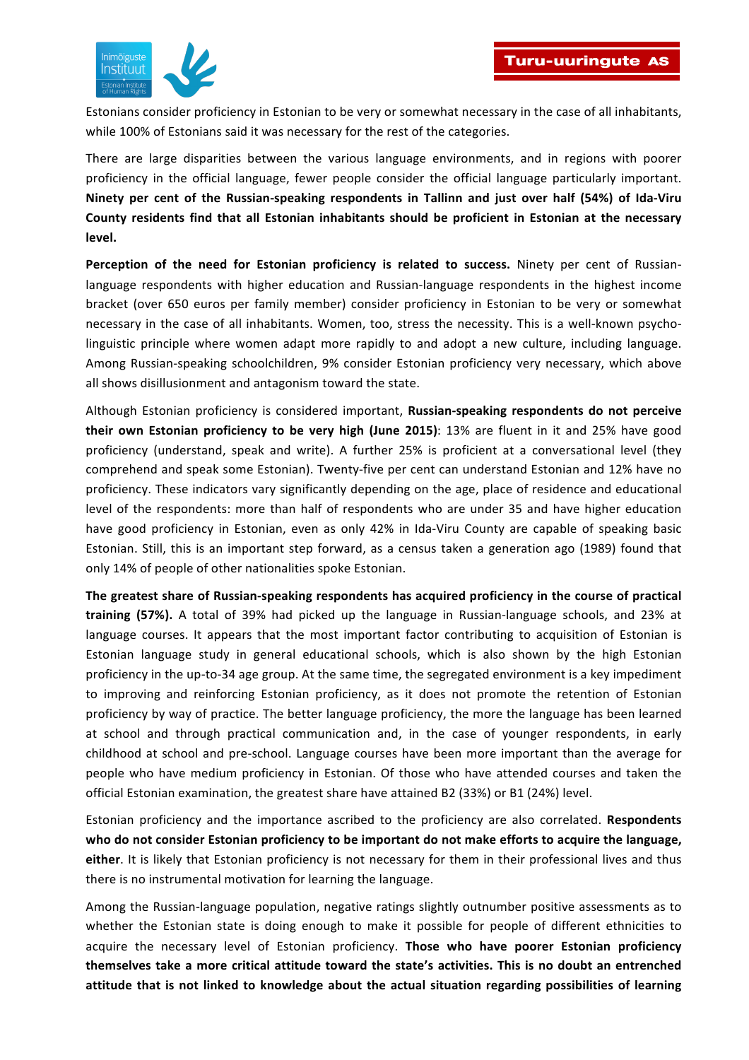Estonians consider proficiency in Estonian to be very or somewhat necessary in the case of all inhabitants, while 100% of Estonians said it was necessary for the rest of the categories.

There are large disparities between the various language environments, and in regions with poorer proficiency in the official language, fewer people consider the official language particularly important. **Ninety per cent of the Russian-speaking respondents in Tallinn and just over half (54%) of Ida-Viru County residents find that all Estonian inhabitants should be proficient in Estonian at the necessary level.**

**Perception of the need for Estonian proficiency is related to success.** Ninety per cent of Russian-language respondents with higher education and Russian-language respondents in the highest income bracket (over 650 euros per family member) consider proficiency in Estonian to be very or somewhat necessary in the case of all inhabitants. Women, too, stress the necessity. This is a well-known psycho-linguistic principle where women adapt more rapidly to and adopt a new culture, including language. Among Russian-speaking schoolchildren, 9% consider Estonian proficiency very necessary, which above all shows disillusionment and antagonism toward the state.

Although Estonian proficiency is considered important, **Russian-speaking respondents do not perceive their own Estonian proficiency to be very high (June 2015)**: 13% are fluent in it and 25% have good proficiency (understand, speak and write). A further 25% is proficient at a conversational level (they comprehend and speak some Estonian). Twenty-five per cent can understand Estonian and 12% have no proficiency. These indicators vary significantly depending on the age, place of residence and educational level of the respondents: more than half of respondents who are under 35 and have higher education have good proficiency in Estonian, even as only 42% in Ida-Viru County are capable of speaking basic Estonian. Still, this is an important step forward, as a census taken a generation ago (1989) found that only 14% of people of other nationalities spoke Estonian.

**The greatest share of Russian-speaking respondents has acquired proficiency in the course of practical training (57%).** A total of 39% had picked up the language in Russian-language schools, and 23% at language courses. It appears that the most important factor contributing to acquisition of Estonian is Estonian language study in general educational schools, which is also shown by the high Estonian proficiency in the up-to-34 age group. At the same time, the segregated environment is a key impediment to improving and reinforcing Estonian proficiency, as it does not promote the retention of Estonian proficiency by way of practice. The better language proficiency, the more the language has been learned at school and through practical communication and, in the case of younger respondents, in early childhood at school and pre-school. Language courses have been more important than the average for people who have medium proficiency in Estonian. Of those who have attended courses and taken the official Estonian examination, the greatest share have attained B2 (33%) or B1 (24%) level.

Estonian proficiency and the importance ascribed to the proficiency are also correlated. **Respondents who do not consider Estonian proficiency to be important do not make efforts to acquire the language, either**. It is likely that Estonian proficiency is not necessary for them in their professional lives and thus there is no instrumental motivation for learning the language.

Among the Russian-language population, negative ratings slightly outnumber positive assessments as to whether the Estonian state is doing enough to make it possible for people of different ethnicities to acquire the necessary level of Estonian proficiency. **Those who have poorer Estonian proficiency themselves take a more critical attitude toward the state's activities. This is no doubt an entrenched attitude that is not linked to knowledge about the actual situation regarding possibilities of learning**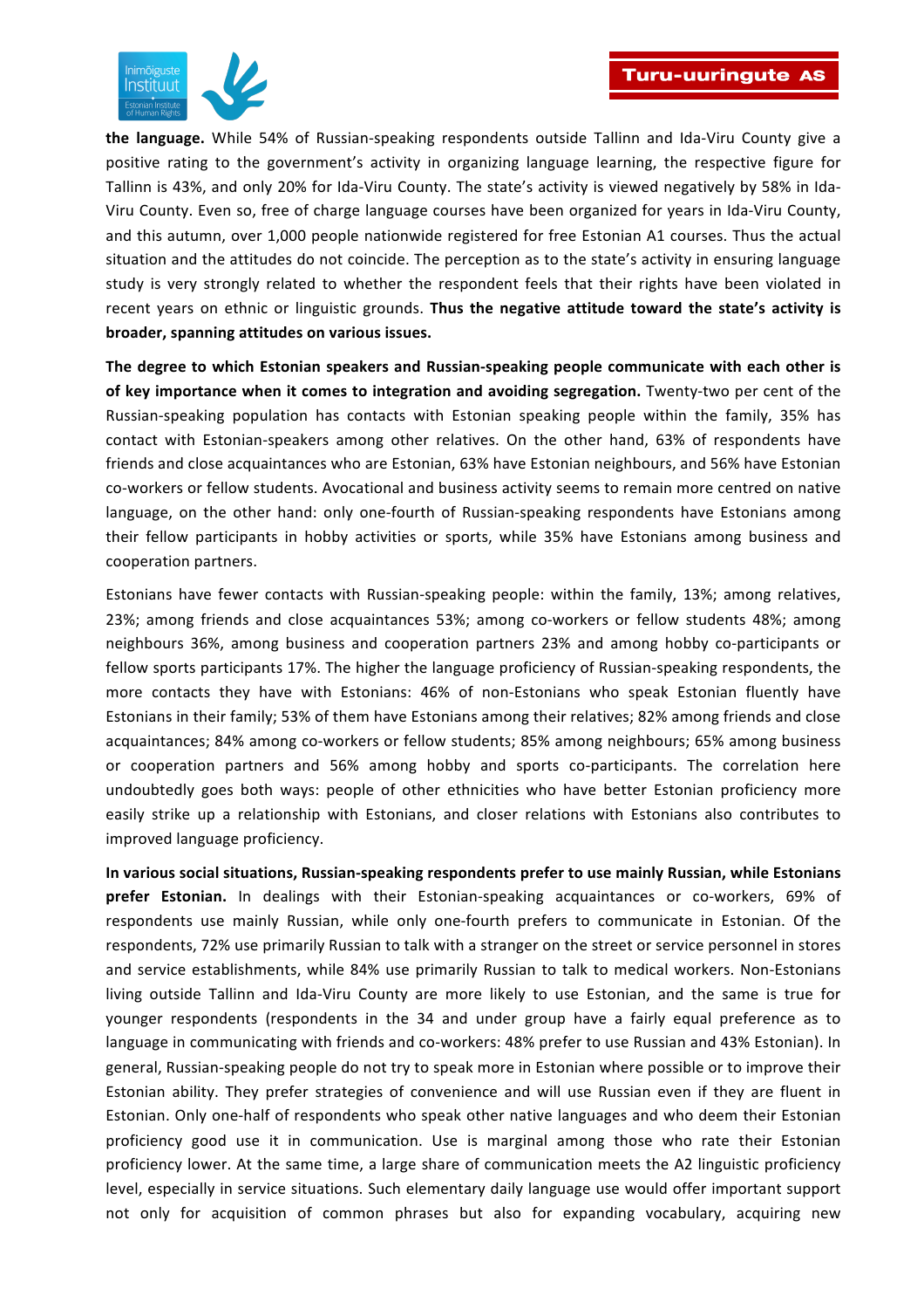**the language.** While 54% of Russian-speaking respondents outside Tallinn and Ida-Viru County give a positive rating to the government's activity in organizing language learning, the respective figure for Tallinn is 43%, and only 20% for Ida-Viru County. The state's activity is viewed negatively by 58% in Ida-Viru County. Even so, free of charge language courses have been organized for years in Ida-Viru County, and this autumn, over 1,000 people nationwide registered for free Estonian A1 courses. Thus the actual situation and the attitudes do not coincide. The perception as to the state's activity in ensuring language study is very strongly related to whether the respondent feels that their rights have been violated in recent years on ethnic or linguistic grounds. **Thus the negative attitude toward the state's activity is broader, spanning attitudes on various issues.**

**The degree to which Estonian speakers and Russian-speaking people communicate with each other is of key importance when it comes to integration and avoiding segregation.** Twenty-two per cent of the Russian-speaking population has contacts with Estonian speaking people within the family, 35% has contact with Estonian-speakers among other relatives. On the other hand, 63% of respondents have friends and close acquaintances who are Estonian, 63% have Estonian neighbours, and 56% have Estonian co-workers or fellow students. Avocational and business activity seems to remain more centred on native language, on the other hand: only one-fourth of Russian-speaking respondents have Estonians among their fellow participants in hobby activities or sports, while 35% have Estonians among business and cooperation partners.

Estonians have fewer contacts with Russian-speaking people: within the family, 13%; among relatives, 23%; among friends and close acquaintances 53%; among co-workers or fellow students 48%; among neighbours 36%, among business and cooperation partners 23% and among hobby co-participants or fellow sports participants 17%. The higher the language proficiency of Russian-speaking respondents, the more contacts they have with Estonians: 46% of non-Estonians who speak Estonian fluently have Estonians in their family; 53% of them have Estonians among their relatives; 82% among friends and close acquaintances; 84% among co-workers or fellow students; 85% among neighbours; 65% among business or cooperation partners and 56% among hobby and sports co-participants. The correlation here undoubtedly goes both ways: people of other ethnicities who have better Estonian proficiency more easily strike up a relationship with Estonians, and closer relations with Estonians also contributes to improved language proficiency.

**In various social situations, Russian-speaking respondents prefer to use mainly Russian, while Estonians prefer Estonian.** In dealings with their Estonian-speaking acquaintances or co-workers, 69% of respondents use mainly Russian, while only one-fourth prefers to communicate in Estonian. Of the respondents, 72% use primarily Russian to talk with a stranger on the street or service personnel in stores and service establishments, while 84% use primarily Russian to talk to medical workers. Non-Estonians living outside Tallinn and Ida-Viru County are more likely to use Estonian, and the same is true for younger respondents (respondents in the 34 and under group have a fairly equal preference as to language in communicating with friends and co-workers: 48% prefer to use Russian and 43% Estonian). In general, Russian-speaking people do not try to speak more in Estonian where possible or to improve their Estonian ability. They prefer strategies of convenience and will use Russian even if they are fluent in Estonian. Only one-half of respondents who speak other native languages and who deem their Estonian proficiency good use it in communication. Use is marginal among those who rate their Estonian proficiency lower. At the same time, a large share of communication meets the A2 linguistic proficiency level, especially in service situations. Such elementary daily language use would offer important support not only for acquisition of common phrases but also for expanding vocabulary, acquiring new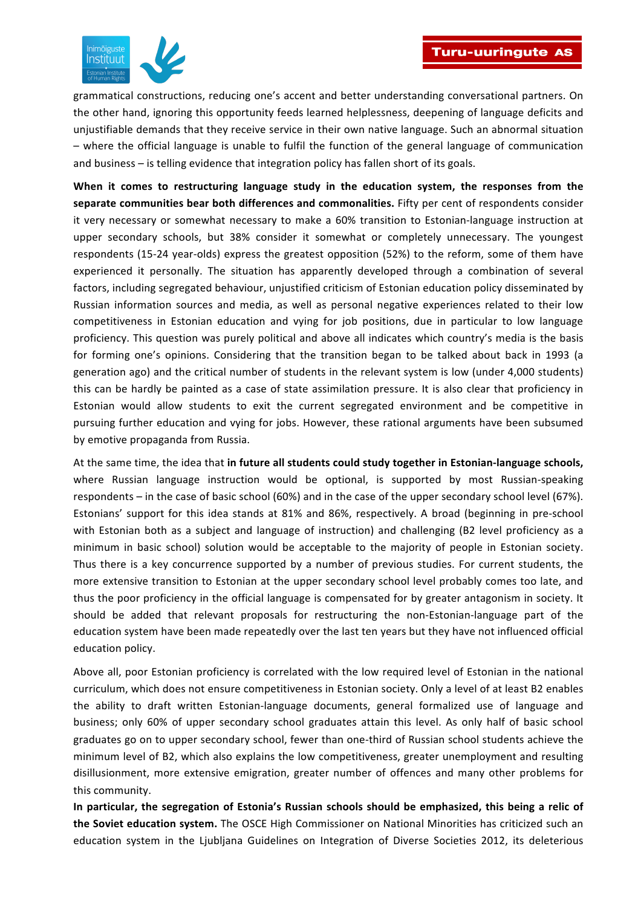grammatical constructions, reducing one's accent and better understanding conversational partners. On the other hand, ignoring this opportunity feeds learned helplessness, deepening of language deficits and unjustifiable demands that they receive service in their own native language. Such an abnormal situation – where the official language is unable to fulfil the function of the general language of communication and business – is telling evidence that integration policy has fallen short of its goals.

**When it comes to restructuring language study in the education system, the responses from the separate communities bear both differences and commonalities.** Fifty per cent of respondents consider it very necessary or somewhat necessary to make a 60% transition to Estonian-language instruction at upper secondary schools, but 38% consider it somewhat or completely unnecessary. The youngest respondents (15-24 year-olds) express the greatest opposition (52%) to the reform, some of them have experienced it personally. The situation has apparently developed through a combination of several factors, including segregated behaviour, unjustified criticism of Estonian education policy disseminated by Russian information sources and media, as well as personal negative experiences related to their low competitiveness in Estonian education and vying for job positions, due in particular to low language proficiency. This question was purely political and above all indicates which country's media is the basis for forming one's opinions. Considering that the transition began to be talked about back in 1993 (a generation ago) and the critical number of students in the relevant system is low (under 4,000 students) this can be hardly be painted as a case of state assimilation pressure. It is also clear that proficiency in Estonian would allow students to exit the current segregated environment and be competitive in pursuing further education and vying for jobs. However, these rational arguments have been subsumed by emotive propaganda from Russia.

At the same time, the idea that **in future all students could study together in Estonian-language schools,** where Russian language instruction would be optional, is supported by most Russian-speaking respondents – in the case of basic school (60%) and in the case of the upper secondary school level (67%). Estonians' support for this idea stands at 81% and 86%, respectively. A broad (beginning in pre-school with Estonian both as a subject and language of instruction) and challenging (B2 level proficiency as a minimum in basic school) solution would be acceptable to the majority of people in Estonian society. Thus there is a key concurrence supported by a number of previous studies. For current students, the more extensive transition to Estonian at the upper secondary school level probably comes too late, and thus the poor proficiency in the official language is compensated for by greater antagonism in society. It should be added that relevant proposals for restructuring the non-Estonian-language part of the education system have been made repeatedly over the last ten years but they have not influenced official education policy.

Above all, poor Estonian proficiency is correlated with the low required level of Estonian in the national curriculum, which does not ensure competitiveness in Estonian society. Only a level of at least B2 enables the ability to draft written Estonian-language documents, general formalized use of language and business; only 60% of upper secondary school graduates attain this level. As only half of basic school graduates go on to upper secondary school, fewer than one-third of Russian school students achieve the minimum level of B2, which also explains the low competitiveness, greater unemployment and resulting disillusionment, more extensive emigration, greater number of offences and many other problems for this community.

**In particular, the segregation of Estonia's Russian schools should be emphasized, this being a relic of the Soviet education system.** The OSCE High Commissioner on National Minorities has criticized such an education system in the Ljubljana Guidelines on Integration of Diverse Societies 2012, its deleterious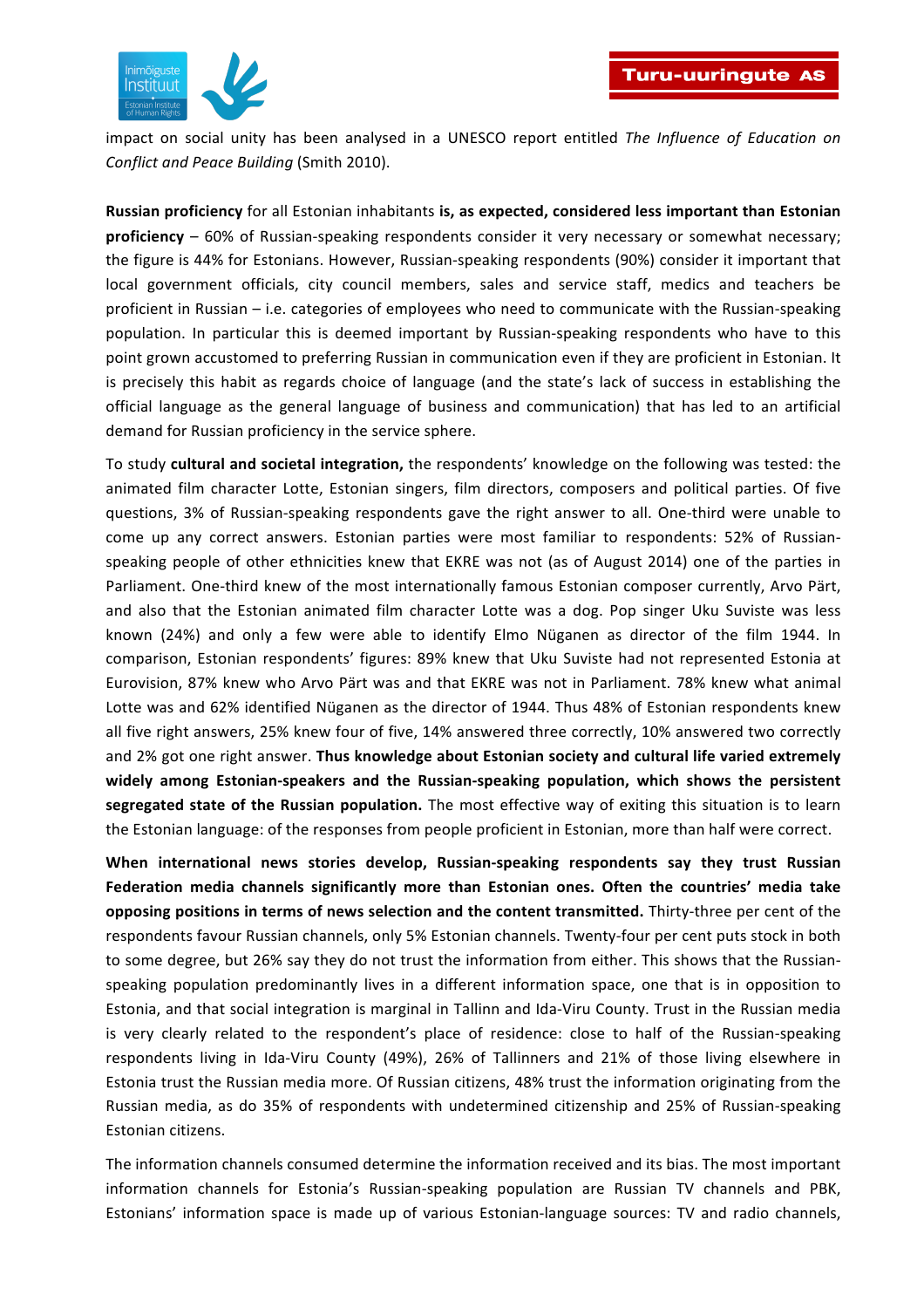impact on social unity has been analysed in a UNESCO report entitled *The Influence of Education on Conflict and Peace Building* (Smith 2010).

**Russian proficiency** for all Estonian inhabitants **is, as expected, considered less important than Estonian proficiency** – 60% of Russian-speaking respondents consider it very necessary or somewhat necessary; the figure is 44% for Estonians. However, Russian-speaking respondents (90%) consider it important that local government officials, city council members, sales and service staff, medics and teachers be proficient in Russian – i.e. categories of employees who need to communicate with the Russian-speaking population. In particular this is deemed important by Russian-speaking respondents who have to this point grown accustomed to preferring Russian in communication even if they are proficient in Estonian. It is precisely this habit as regards choice of language (and the state's lack of success in establishing the official language as the general language of business and communication) that has led to an artificial demand for Russian proficiency in the service sphere.

To study **cultural and societal integration,** the respondents' knowledge on the following was tested: the animated film character Lotte, Estonian singers, film directors, composers and political parties. Of five questions, 3% of Russian-speaking respondents gave the right answer to all. One-third were unable to come up any correct answers. Estonian parties were most familiar to respondents: 52% of Russian-speaking people of other ethnicities knew that EKRE was not (as of August 2014) one of the parties in Parliament. One-third knew of the most internationally famous Estonian composer currently, Arvo Pärt, and also that the Estonian animated film character Lotte was a dog. Pop singer Uku Suviste was less known (24%) and only a few were able to identify Elmo Nüganen as director of the film 1944. In comparison, Estonian respondents' figures: 89% knew that Uku Suviste had not represented Estonia at Eurovision, 87% knew who Arvo Pärt was and that EKRE was not in Parliament. 78% knew what animal Lotte was and 62% identified Nüganen as the director of 1944. Thus 48% of Estonian respondents knew all five right answers, 25% knew four of five, 14% answered three correctly, 10% answered two correctly and 2% got one right answer. **Thus knowledge about Estonian society and cultural life varied extremely widely among Estonian-speakers and the Russian-speaking population, which shows the persistent segregated state of the Russian population.** The most effective way of exiting this situation is to learn the Estonian language: of the responses from people proficient in Estonian, more than half were correct.

**When international news stories develop, Russian-speaking respondents say they trust Russian Federation media channels significantly more than Estonian ones. Often the countries' media take opposing positions in terms of news selection and the content transmitted.** Thirty-three per cent of the respondents favour Russian channels, only 5% Estonian channels. Twenty-four per cent puts stock in both to some degree, but 26% say they do not trust the information from either. This shows that the Russian-speaking population predominantly lives in a different information space, one that is in opposition to Estonia, and that social integration is marginal in Tallinn and Ida-Viru County. Trust in the Russian media is very clearly related to the respondent's place of residence: close to half of the Russian-speaking respondents living in Ida-Viru County (49%), 26% of Tallinners and 21% of those living elsewhere in Estonia trust the Russian media more. Of Russian citizens, 48% trust the information originating from the Russian media, as do 35% of respondents with undetermined citizenship and 25% of Russian-speaking Estonian citizens.

The information channels consumed determine the information received and its bias. The most important information channels for Estonia's Russian-speaking population are Russian TV channels and PBK, Estonians' information space is made up of various Estonian-language sources: TV and radio channels,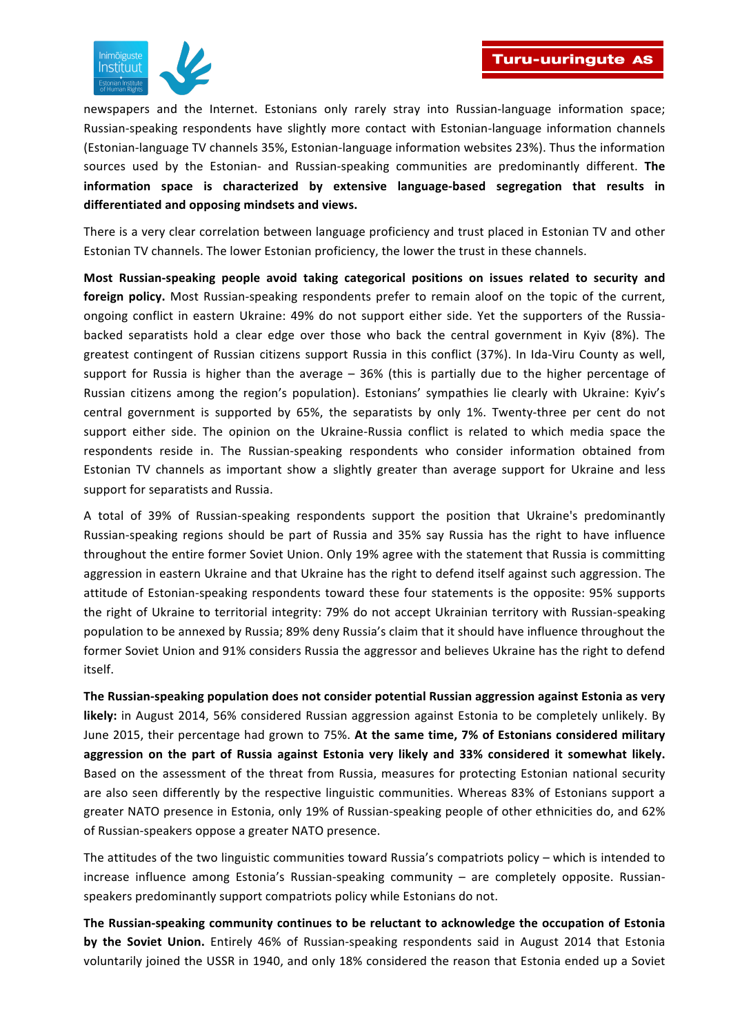newspapers and the Internet. Estonians only rarely stray into Russian-language information space; Russian-speaking respondents have slightly more contact with Estonian-language information channels (Estonian-language TV channels 35%, Estonian-language information websites 23%). Thus the information sources used by the Estonian- and Russian-speaking communities are predominantly different. **The information space is characterized by extensive language-based segregation that results in differentiated and opposing mindsets and views.**

There is a very clear correlation between language proficiency and trust placed in Estonian TV and other Estonian TV channels. The lower Estonian proficiency, the lower the trust in these channels.

**Most Russian-speaking people avoid taking categorical positions on issues related to security and foreign policy.** Most Russian-speaking respondents prefer to remain aloof on the topic of the current, ongoing conflict in eastern Ukraine: 49% do not support either side. Yet the supporters of the Russia-backed separatists hold a clear edge over those who back the central government in Kyiv (8%). The greatest contingent of Russian citizens support Russia in this conflict (37%). In Ida-Viru County as well, support for Russia is higher than the average – 36% (this is partially due to the higher percentage of Russian citizens among the region's population). Estonians' sympathies lie clearly with Ukraine: Kyiv's central government is supported by 65%, the separatists by only 1%. Twenty-three per cent do not support either side. The opinion on the Ukraine-Russia conflict is related to which media space the respondents reside in. The Russian-speaking respondents who consider information obtained from Estonian TV channels as important show a slightly greater than average support for Ukraine and less support for separatists and Russia.

A total of 39% of Russian-speaking respondents support the position that Ukraine's predominantly Russian-speaking regions should be part of Russia and 35% say Russia has the right to have influence throughout the entire former Soviet Union. Only 19% agree with the statement that Russia is committing aggression in eastern Ukraine and that Ukraine has the right to defend itself against such aggression. The attitude of Estonian-speaking respondents toward these four statements is the opposite: 95% supports the right of Ukraine to territorial integrity: 79% do not accept Ukrainian territory with Russian-speaking population to be annexed by Russia; 89% deny Russia's claim that it should have influence throughout the former Soviet Union and 91% considers Russia the aggressor and believes Ukraine has the right to defend itself.

**The Russian-speaking population does not consider potential Russian aggression against Estonia as very likely:** in August 2014, 56% considered Russian aggression against Estonia to be completely unlikely. By June 2015, their percentage had grown to 75%. **At the same time, 7% of Estonians considered military aggression on the part of Russia against Estonia very likely and 33% considered it somewhat likely.** Based on the assessment of the threat from Russia, measures for protecting Estonian national security are also seen differently by the respective linguistic communities. Whereas 83% of Estonians support a greater NATO presence in Estonia, only 19% of Russian-speaking people of other ethnicities do, and 62% of Russian-speakers oppose a greater NATO presence.

The attitudes of the two linguistic communities toward Russia's compatriots policy – which is intended to increase influence among Estonia's Russian-speaking community – are completely opposite. Russian-speakers predominantly support compatriots policy while Estonians do not.

**The Russian-speaking community continues to be reluctant to acknowledge the occupation of Estonia by the Soviet Union.** Entirely 46% of Russian-speaking respondents said in August 2014 that Estonia voluntarily joined the USSR in 1940, and only 18% considered the reason that Estonia ended up a Soviet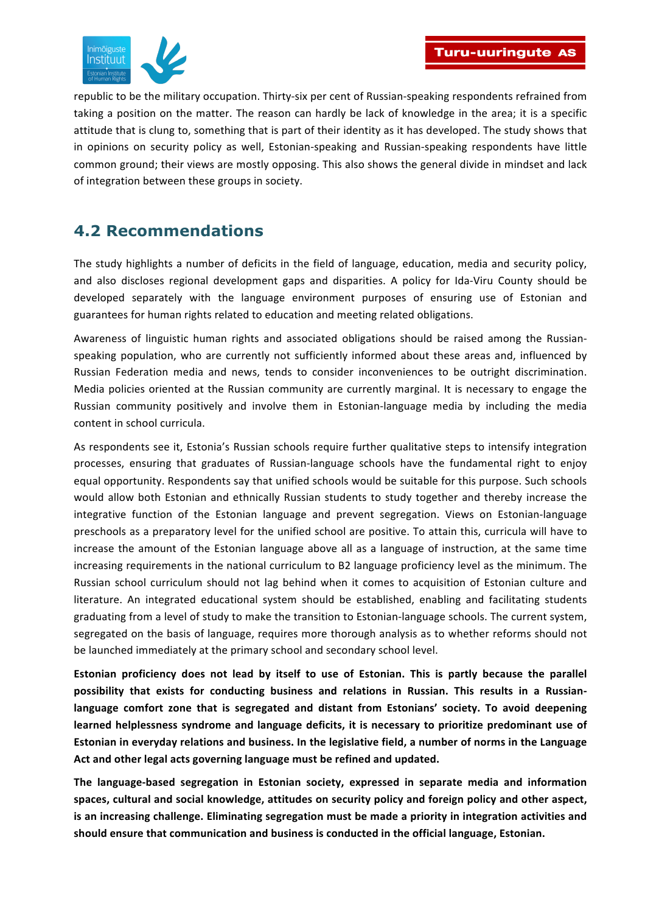republic to be the military occupation. Thirty-six per cent of Russian-speaking respondents refrained from taking a position on the matter. The reason can hardly be lack of knowledge in the area; it is a specific attitude that is clung to, something that is part of their identity as it has developed. The study shows that in opinions on security policy as well, Estonian-speaking and Russian-speaking respondents have little common ground; their views are mostly opposing. This also shows the general divide in mindset and lack of integration between these groups in society.

## 4.2 Recommendations

The study highlights a number of deficits in the field of language, education, media and security policy, and also discloses regional development gaps and disparities. A policy for Ida-Viru County should be developed separately with the language environment purposes of ensuring use of Estonian and guarantees for human rights related to education and meeting related obligations.

Awareness of linguistic human rights and associated obligations should be raised among the Russian-speaking population, who are currently not sufficiently informed about these areas and, influenced by Russian Federation media and news, tends to consider inconveniences to be outright discrimination. Media policies oriented at the Russian community are currently marginal. It is necessary to engage the Russian community positively and involve them in Estonian-language media by including the media content in school curricula.

As respondents see it, Estonia's Russian schools require further qualitative steps to intensify integration processes, ensuring that graduates of Russian-language schools have the fundamental right to enjoy equal opportunity. Respondents say that unified schools would be suitable for this purpose. Such schools would allow both Estonian and ethnically Russian students to study together and thereby increase the integrative function of the Estonian language and prevent segregation. Views on Estonian-language preschools as a preparatory level for the unified school are positive. To attain this, curricula will have to increase the amount of the Estonian language above all as a language of instruction, at the same time increasing requirements in the national curriculum to B2 language proficiency level as the minimum. The Russian school curriculum should not lag behind when it comes to acquisition of Estonian culture and literature. An integrated educational system should be established, enabling and facilitating students graduating from a level of study to make the transition to Estonian-language schools. The current system, segregated on the basis of language, requires more thorough analysis as to whether reforms should not be launched immediately at the primary school and secondary school level.

**Estonian proficiency does not lead by itself to use of Estonian. This is partly because the parallel possibility that exists for conducting business and relations in Russian. This results in a Russian-language comfort zone that is segregated and distant from Estonians' society. To avoid deepening learned helplessness syndrome and language deficits, it is necessary to prioritize predominant use of Estonian in everyday relations and business. In the legislative field, a number of norms in the Language Act and other legal acts governing language must be refined and updated.**

**The language-based segregation in Estonian society, expressed in separate media and information spaces, cultural and social knowledge, attitudes on security policy and foreign policy and other aspect, is an increasing challenge. Eliminating segregation must be made a priority in integration activities and should ensure that communication and business is conducted in the official language, Estonian.**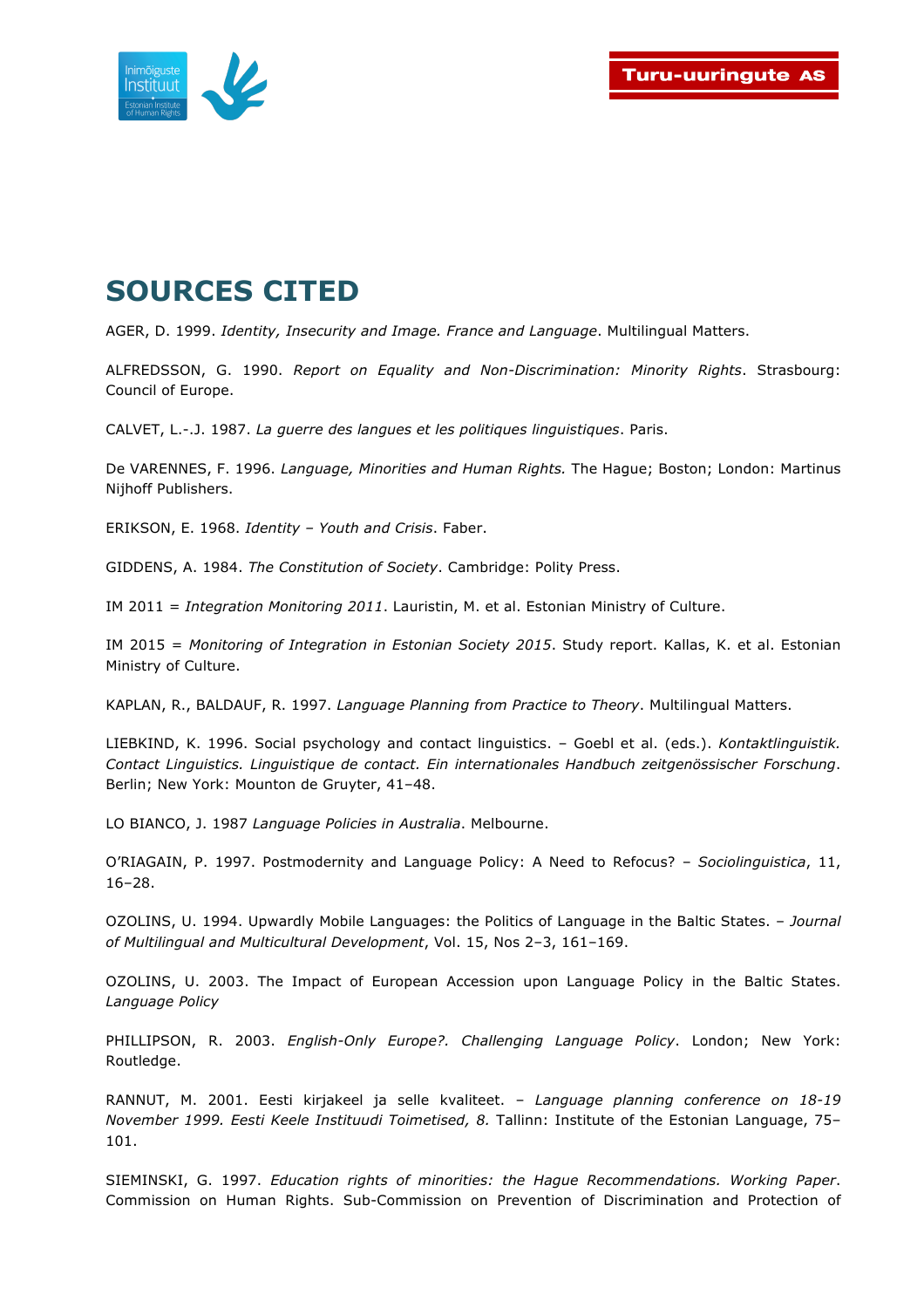# SOURCES CITED

AGER, D. 1999. *Identity, Insecurity and Image. France and Language*. Multilingual Matters.

ALFREDSSON, G. 1990. *Report on Equality and Non-Discrimination: Minority Rights*. Strasbourg: Council of Europe.

CALVET, L.-.J. 1987. *La guerre des langues et les politiques linguistiques*. Paris.

De VARENNES, F. 1996. *Language, Minorities and Human Rights.* The Hague; Boston; London: Martinus Nijhoff Publishers.

ERIKSON, E. 1968. *Identity – Youth and Crisis*. Faber.

GIDDENS, A. 1984. *The Constitution of Society*. Cambridge: Polity Press.

IM 2011 = *Integration Monitoring 2011*. Lauristin, M. et al. Estonian Ministry of Culture.

IM 2015 = *Monitoring of Integration in Estonian Society 2015*. Study report. Kallas, K. et al. Estonian Ministry of Culture.

KAPLAN, R., BALDAUF, R. 1997. *Language Planning from Practice to Theory*. Multilingual Matters.

LIEBKIND, K. 1996. Social psychology and contact linguistics. – Goebl et al. (eds.). *Kontaktlinguistik. Contact Linguistics. Linguistique de contact. Ein internationales Handbuch zeitgenössischer Forschung*. Berlin; New York: Mounton de Gruyter, 41–48.

LO BIANCO, J. 1987 *Language Policies in Australia*. Melbourne.

O'RIAGAIN, P. 1997. Postmodernity and Language Policy: A Need to Refocus? – *Sociolinguistica*, 11, 16–28.

OZOLINS, U. 1994. Upwardly Mobile Languages: the Politics of Language in the Baltic States. – *Journal of Multilingual and Multicultural Development*, Vol. 15, Nos 2–3, 161–169.

OZOLINS, U. 2003. The Impact of European Accession upon Language Policy in the Baltic States. *Language Policy*

PHILLIPSON, R. 2003. *English-Only Europe?. Challenging Language Policy*. London; New York: Routledge.

RANNUT, M. 2001. Eesti kirjakeel ja selle kvaliteet. – *Language planning conference on 18-19 November 1999. Eesti Keele Instituudi Toimetised, 8.* Tallinn: Institute of the Estonian Language, 75–101.

SIEMINSKI, G. 1997. *Education rights of minorities: the Hague Recommendations. Working Paper*. Commission on Human Rights. Sub-Commission on Prevention of Discrimination and Protection of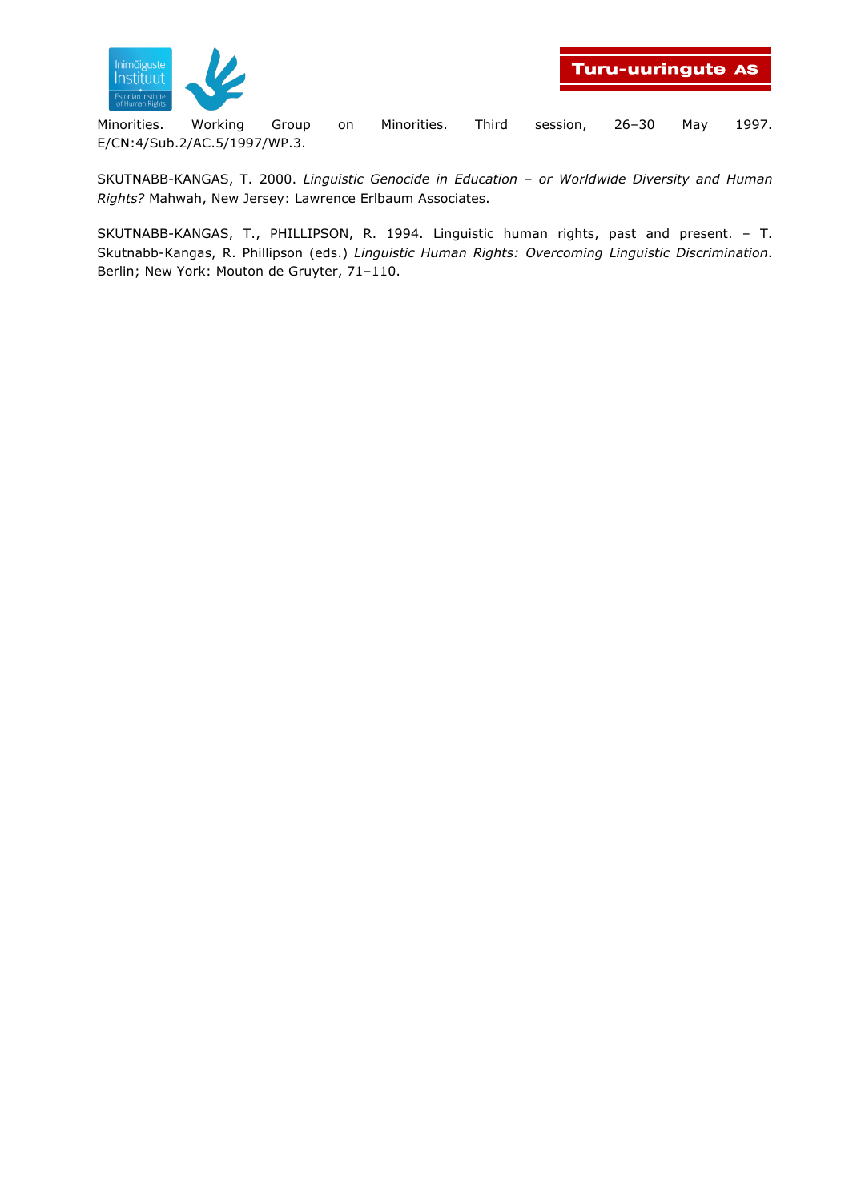Minorities. Working Group on Minorities. Third session, 26–30 May 1997. E/CN:4/Sub.2/AC.5/1997/WP.3.

SKUTNABB-KANGAS, T. 2000. *Linguistic Genocide in Education – or Worldwide Diversity and Human Rights?* Mahwah, New Jersey: Lawrence Erlbaum Associates.

SKUTNABB-KANGAS, T., PHILLIPSON, R. 1994. Linguistic human rights, past and present. – T. Skutnabb-Kangas, R. Phillipson (eds.) *Linguistic Human Rights: Overcoming Linguistic Discrimination*. Berlin; New York: Mouton de Gruyter, 71–110.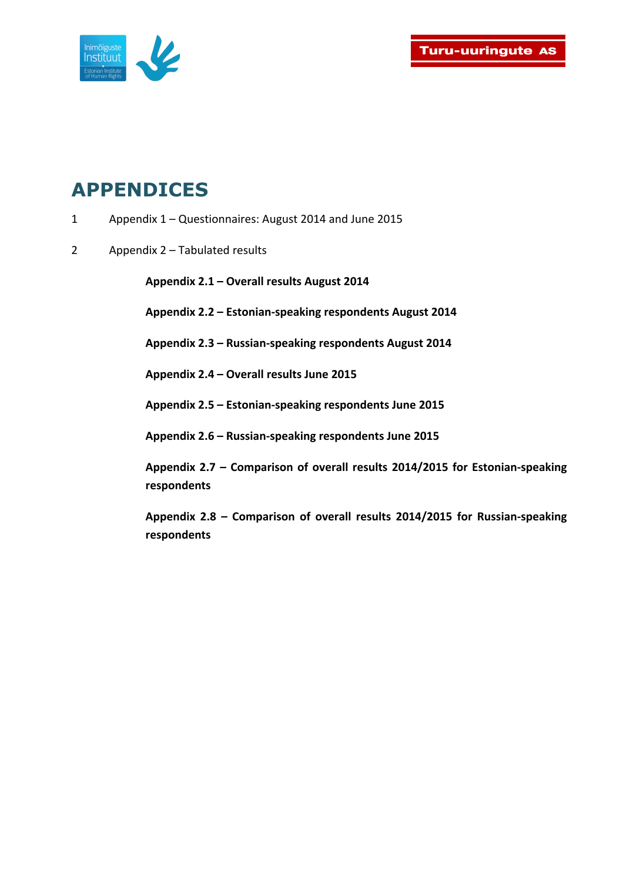# APPENDICES

1 Appendix 1 – Questionnaires: August 2014 and June 2015

2 Appendix 2 – Tabulated results

**Appendix 2.1 – Overall results August 2014**

**Appendix 2.2 – Estonian-speaking respondents August 2014**

**Appendix 2.3 – Russian-speaking respondents August 2014**

**Appendix 2.4 – Overall results June 2015**

**Appendix 2.5 – Estonian-speaking respondents June 2015**

**Appendix 2.6 – Russian-speaking respondents June 2015**

**Appendix 2.7 – Comparison of overall results 2014/2015 for Estonian-speaking respondents**

**Appendix 2.8 – Comparison of overall results 2014/2015 for Russian-speaking respondents**